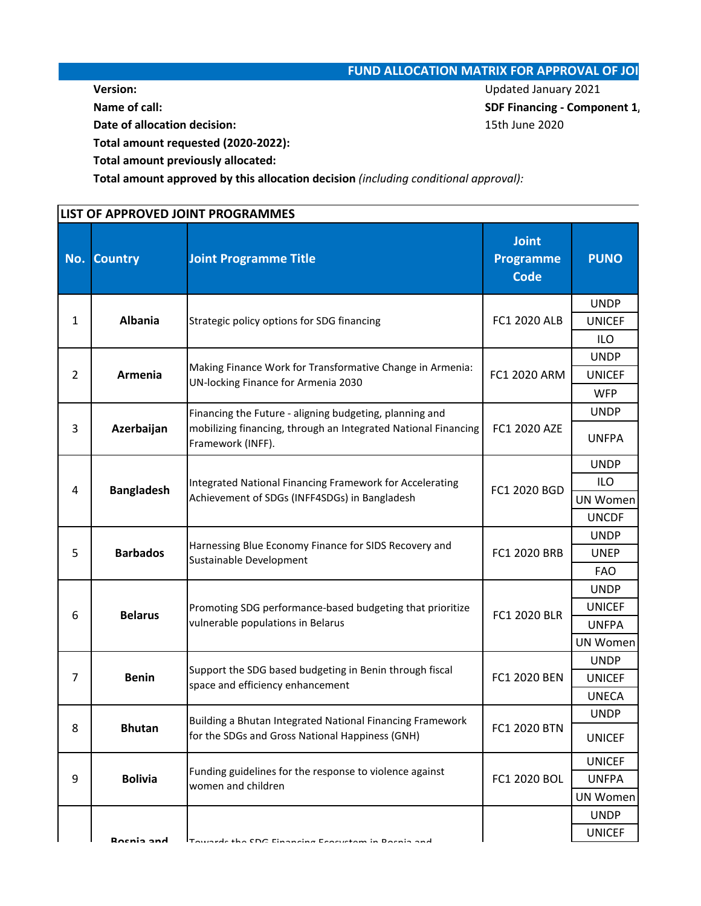# FUND ALLOCATION MATRIX FOR APPROVAL OF JOI

**Version:** Updated January 2021

**Name of call:** **SDF Financing - Component 1,**

**Date of allocation decision:** 15th June 2020

**Total amount requested (2020-2022):**

**Total amount previously allocated:**

**Total amount approved by this allocation decision** *(including conditional approval):*

**LIST OF APPROVED JOINT PROGRAMMES**

| No. | Country | Joint Programme Title | Joint Programme Code | PUNO |
|---|---|---|---|---|
| 1 | **Albania** | Strategic policy options for SDG financing | FC1 2020 ALB | UNDP |
| | | | | UNICEF |
| | | | | ILO |
| 2 | **Armenia** | Making Finance Work for Transformative Change in Armenia: UN-locking Finance for Armenia 2030 | FC1 2020 ARM | UNDP |
| | | | | UNICEF |
| | | | | WFP |
| 3 | **Azerbaijan** | Financing the Future - aligning budgeting, planning and mobilizing financing, through an Integrated National Financing Framework (INFF). | FC1 2020 AZE | UNDP |
| | | | | UNFPA |
| 4 | **Bangladesh** | Integrated National Financing Framework for Accelerating Achievement of SDGs (INFF4SDGs) in Bangladesh | FC1 2020 BGD | UNDP |
| | | | | ILO |
| | | | | UN Women |
| | | | | UNCDF |
| 5 | **Barbados** | Harnessing Blue Economy Finance for SIDS Recovery and Sustainable Development | FC1 2020 BRB | UNDP |
| | | | | UNEP |
| | | | | FAO |
| 6 | **Belarus** | Promoting SDG performance-based budgeting that prioritize vulnerable populations in Belarus | FC1 2020 BLR | UNDP |
| | | | | UNICEF |
| | | | | UNFPA |
| | | | | UN Women |
| 7 | **Benin** | Support the SDG based budgeting in Benin through fiscal space and efficiency enhancement | FC1 2020 BEN | UNDP |
| | | | | UNICEF |
| | | | | UNECA |
| 8 | **Bhutan** | Building a Bhutan Integrated National Financing Framework for the SDGs and Gross National Happiness (GNH) | FC1 2020 BTN | UNDP |
| | | | | UNICEF |
| 9 | **Bolivia** | Funding guidelines for the response to violence against women and children | FC1 2020 BOL | UNICEF |
| | | | | UNFPA |
| | | | | UN Women |
| | **Bosnia and** | Towards the SDG Financing Ecosystem in Bosnia and | | UNDP |
| | | | | UNICEF |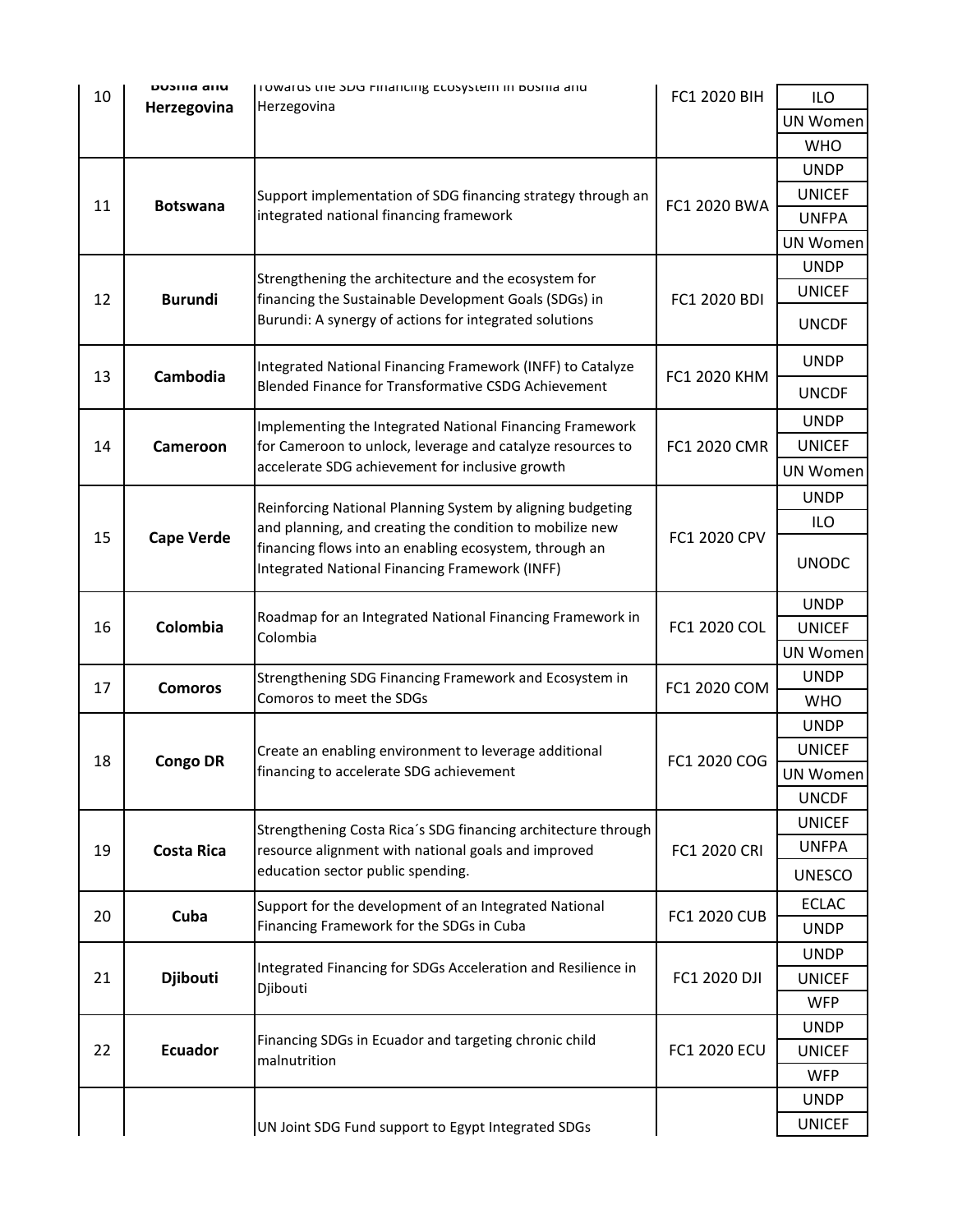| 10 | Bosnia and Herzegovina | Towards the SDG Financing Ecosystem in Bosnia and Herzegovina | FC1 2020 BIH | ILO |
|---|---|---|---|---|
| | | | | UN Women |
| | | | | WHO |
| 11 | Botswana | Support implementation of SDG financing strategy through an integrated national financing framework | FC1 2020 BWA | UNDP |
| | | | | UNICEF |
| | | | | UNFPA |
| | | | | UN Women |
| 12 | Burundi | Strengthening the architecture and the ecosystem for financing the Sustainable Development Goals (SDGs) in Burundi: A synergy of actions for integrated solutions | FC1 2020 BDI | UNDP |
| | | | | UNICEF |
| | | | | UNCDF |
| 13 | Cambodia | Integrated National Financing Framework (INFF) to Catalyze Blended Finance for Transformative CSDG Achievement | FC1 2020 KHM | UNDP |
| | | | | UNCDF |
| 14 | Cameroon | Implementing the Integrated National Financing Framework for Cameroon to unlock, leverage and catalyze resources to accelerate SDG achievement for inclusive growth | FC1 2020 CMR | UNDP |
| | | | | UNICEF |
| | | | | UN Women |
| 15 | Cape Verde | Reinforcing National Planning System by aligning budgeting and planning, and creating the condition to mobilize new financing flows into an enabling ecosystem, through an Integrated National Financing Framework (INFF) | FC1 2020 CPV | UNDP |
| | | | | ILO |
| | | | | UNODC |
| 16 | Colombia | Roadmap for an Integrated National Financing Framework in Colombia | FC1 2020 COL | UNDP |
| | | | | UNICEF |
| | | | | UN Women |
| 17 | Comoros | Strengthening SDG Financing Framework and Ecosystem in Comoros to meet the SDGs | FC1 2020 COM | UNDP |
| | | | | WHO |
| 18 | Congo DR | Create an enabling environment to leverage additional financing to accelerate SDG achievement | FC1 2020 COG | UNDP |
| | | | | UNICEF |
| | | | | UN Women |
| | | | | UNCDF |
| 19 | Costa Rica | Strengthening Costa Rica´s SDG financing architecture through resource alignment with national goals and improved education sector public spending. | FC1 2020 CRI | UNICEF |
| | | | | UNFPA |
| | | | | UNESCO |
| 20 | Cuba | Support for the development of an Integrated National Financing Framework for the SDGs in Cuba | FC1 2020 CUB | ECLAC |
| | | | | UNDP |
| 21 | Djibouti | Integrated Financing for SDGs Acceleration and Resilience in Djibouti | FC1 2020 DJI | UNDP |
| | | | | UNICEF |
| | | | | WFP |
| 22 | Ecuador | Financing SDGs in Ecuador and targeting chronic child malnutrition | FC1 2020 ECU | UNDP |
| | | | | UNICEF |
| | | | | WFP |
| | | UN Joint SDG Fund support to Egypt Integrated SDGs | | UNDP |
| | | | | UNICEF |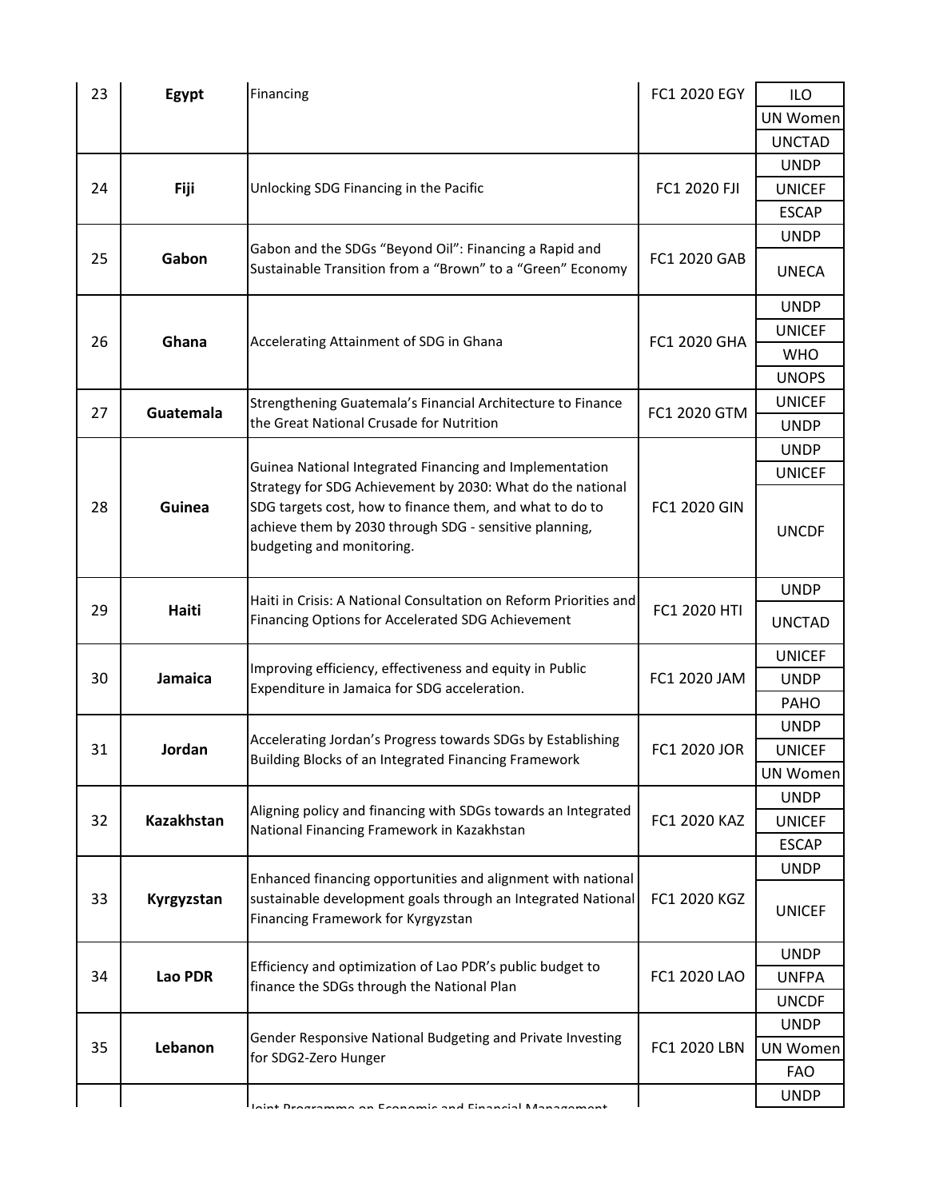| | | | | |
|---|---|---|---|---|
| 23 | **Egypt** | Financing | FC1 2020 EGY | ILO<br>UN Women<br>UNCTAD |
| 24 | **Fiji** | Unlocking SDG Financing in the Pacific | FC1 2020 FJI | UNDP<br>UNICEF<br>ESCAP |
| 25 | **Gabon** | Gabon and the SDGs “Beyond Oil”: Financing a Rapid and Sustainable Transition from a “Brown” to a “Green” Economy | FC1 2020 GAB | UNDP<br>UNECA |
| 26 | **Ghana** | Accelerating Attainment of SDG in Ghana | FC1 2020 GHA | UNDP<br>UNICEF<br>WHO<br>UNOPS |
| 27 | **Guatemala** | Strengthening Guatemala’s Financial Architecture to Finance the Great National Crusade for Nutrition | FC1 2020 GTM | UNICEF<br>UNDP |
| 28 | **Guinea** | Guinea National Integrated Financing and Implementation Strategy for SDG Achievement by 2030: What do the national SDG targets cost, how to finance them, and what to do to achieve them by 2030 through SDG - sensitive planning, budgeting and monitoring. | FC1 2020 GIN | UNDP<br>UNICEF<br>UNCDF |
| 29 | **Haiti** | Haiti in Crisis: A National Consultation on Reform Priorities and Financing Options for Accelerated SDG Achievement | FC1 2020 HTI | UNDP<br>UNCTAD |
| 30 | **Jamaica** | Improving efficiency, effectiveness and equity in Public Expenditure in Jamaica for SDG acceleration. | FC1 2020 JAM | UNICEF<br>UNDP<br>PAHO |
| 31 | **Jordan** | Accelerating Jordan’s Progress towards SDGs by Establishing Building Blocks of an Integrated Financing Framework | FC1 2020 JOR | UNDP<br>UNICEF<br>UN Women |
| 32 | **Kazakhstan** | Aligning policy and financing with SDGs towards an Integrated National Financing Framework in Kazakhstan | FC1 2020 KAZ | UNDP<br>UNICEF<br>ESCAP |
| 33 | **Kyrgyzstan** | Enhanced financing opportunities and alignment with national sustainable development goals through an Integrated National Financing Framework for Kyrgyzstan | FC1 2020 KGZ | UNDP<br>UNICEF |
| 34 | **Lao PDR** | Efficiency and optimization of Lao PDR’s public budget to finance the SDGs through the National Plan | FC1 2020 LAO | UNDP<br>UNFPA<br>UNCDF |
| 35 | **Lebanon** | Gender Responsive National Budgeting and Private Investing for SDG2-Zero Hunger | FC1 2020 LBN | UNDP<br>UN Women<br>FAO |
| | | Joint Programme on Economic and Financial Management | | UNDP |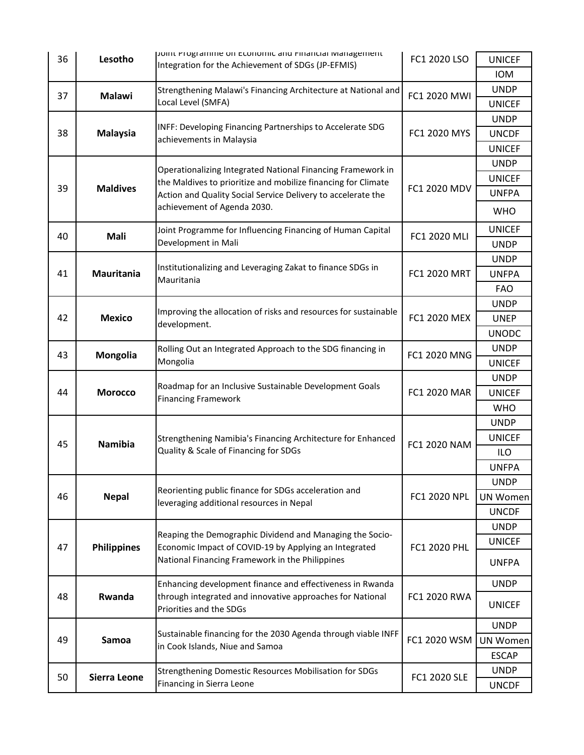| 36 | Lesotho | Joint Programme on Economic and Financial Management Integration for the Achievement of SDGs (JP-EFMIS) | FC1 2020 LSO | UNICEF |
|---|---|---|---|---|
| | | | | IOM |
| 37 | Malawi | Strengthening Malawi's Financing Architecture at National and Local Level (SMFA) | FC1 2020 MWI | UNDP |
| | | | | UNICEF |
| 38 | Malaysia | INFF: Developing Financing Partnerships to Accelerate SDG achievements in Malaysia | FC1 2020 MYS | UNDP |
| | | | | UNCDF |
| | | | | UNICEF |
| 39 | Maldives | Operationalizing Integrated National Financing Framework in the Maldives to prioritize and mobilize financing for Climate Action and Quality Social Service Delivery to accelerate the achievement of Agenda 2030. | FC1 2020 MDV | UNDP |
| | | | | UNICEF |
| | | | | UNFPA |
| | | | | WHO |
| 40 | Mali | Joint Programme for Influencing Financing of Human Capital Development in Mali | FC1 2020 MLI | UNICEF |
| | | | | UNDP |
| 41 | Mauritania | Institutionalizing and Leveraging Zakat to finance SDGs in Mauritania | FC1 2020 MRT | UNDP |
| | | | | UNFPA |
| | | | | FAO |
| 42 | Mexico | Improving the allocation of risks and resources for sustainable development. | FC1 2020 MEX | UNDP |
| | | | | UNEP |
| | | | | UNODC |
| 43 | Mongolia | Rolling Out an Integrated Approach to the SDG financing in Mongolia | FC1 2020 MNG | UNDP |
| | | | | UNICEF |
| 44 | Morocco | Roadmap for an Inclusive Sustainable Development Goals Financing Framework | FC1 2020 MAR | UNDP |
| | | | | UNICEF |
| | | | | WHO |
| 45 | Namibia | Strengthening Namibia's Financing Architecture for Enhanced Quality & Scale of Financing for SDGs | FC1 2020 NAM | UNDP |
| | | | | UNICEF |
| | | | | ILO |
| | | | | UNFPA |
| 46 | Nepal | Reorienting public finance for SDGs acceleration and leveraging additional resources in Nepal | FC1 2020 NPL | UNDP |
| | | | | UN Women |
| | | | | UNCDF |
| 47 | Philippines | Reaping the Demographic Dividend and Managing the Socio-Economic Impact of COVID-19 by Applying an Integrated National Financing Framework in the Philippines | FC1 2020 PHL | UNDP |
| | | | | UNICEF |
| | | | | UNFPA |
| 48 | Rwanda | Enhancing development finance and effectiveness in Rwanda through integrated and innovative approaches for National Priorities and the SDGs | FC1 2020 RWA | UNDP |
| | | | | UNICEF |
| 49 | Samoa | Sustainable financing for the 2030 Agenda through viable INFF in Cook Islands, Niue and Samoa | FC1 2020 WSM | UNDP |
| | | | | UN Women |
| | | | | ESCAP |
| 50 | Sierra Leone | Strengthening Domestic Resources Mobilisation for SDGs Financing in Sierra Leone | FC1 2020 SLE | UNDP |
| | | | | UNCDF |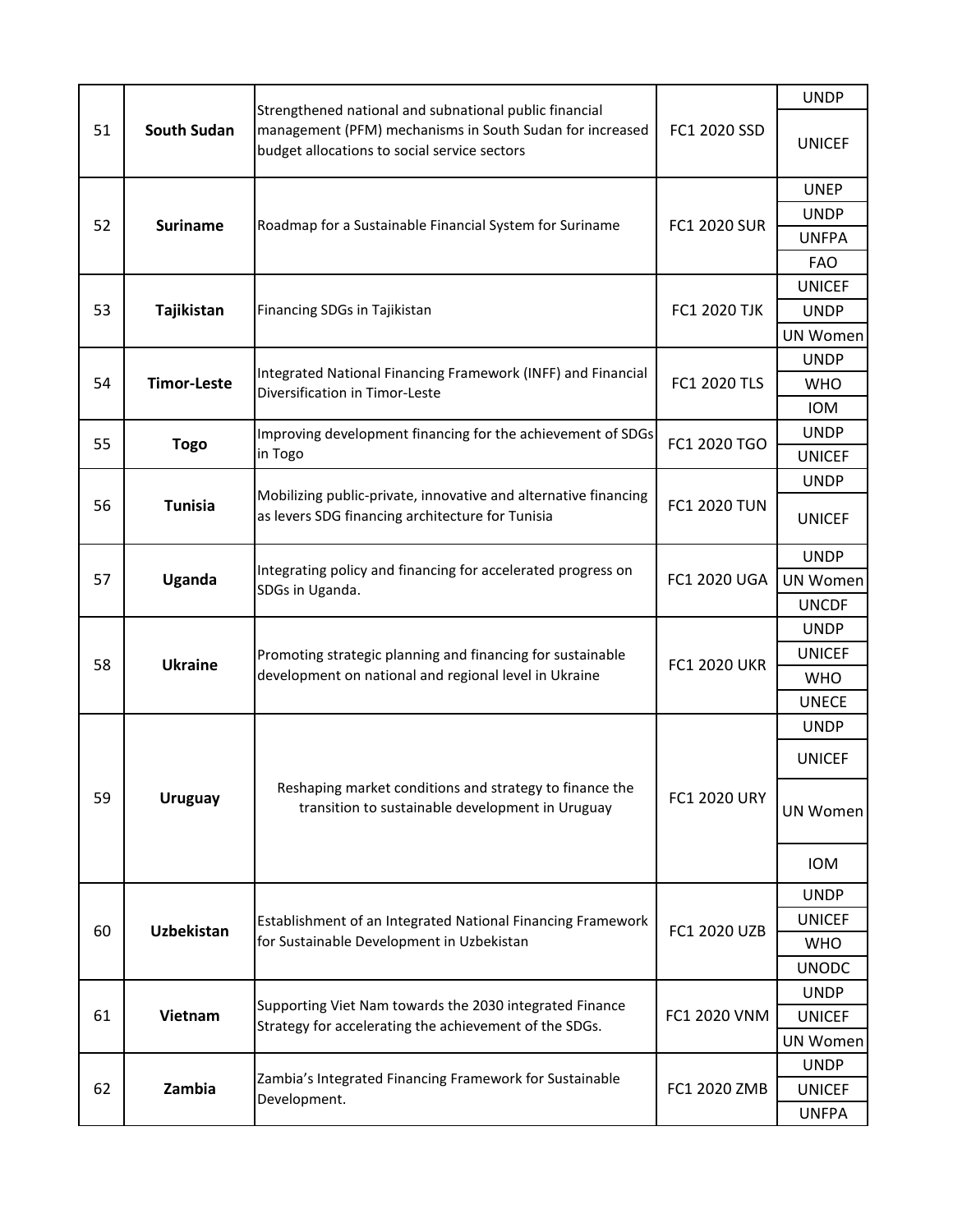| | | | | |
|---|---|---|---|---|
| 51 | **South Sudan** | Strengthened national and subnational public financial management (PFM) mechanisms in South Sudan for increased budget allocations to social service sectors | FC1 2020 SSD | UNDP |
| | | | | UNICEF |
| 52 | **Suriname** | Roadmap for a Sustainable Financial System for Suriname | FC1 2020 SUR | UNEP |
| | | | | UNDP |
| | | | | UNFPA |
| | | | | FAO |
| 53 | **Tajikistan** | Financing SDGs in Tajikistan | FC1 2020 TJK | UNICEF |
| | | | | UNDP |
| | | | | UN Women |
| 54 | **Timor-Leste** | Integrated National Financing Framework (INFF) and Financial Diversification in Timor-Leste | FC1 2020 TLS | UNDP |
| | | | | WHO |
| | | | | IOM |
| 55 | **Togo** | Improving development financing for the achievement of SDGs in Togo | FC1 2020 TGO | UNDP |
| | | | | UNICEF |
| 56 | **Tunisia** | Mobilizing public-private, innovative and alternative financing as levers SDG financing architecture for Tunisia | FC1 2020 TUN | UNDP |
| | | | | UNICEF |
| 57 | **Uganda** | Integrating policy and financing for accelerated progress on SDGs in Uganda. | FC1 2020 UGA | UNDP |
| | | | | UN Women |
| | | | | UNCDF |
| 58 | **Ukraine** | Promoting strategic planning and financing for sustainable development on national and regional level in Ukraine | FC1 2020 UKR | UNDP |
| | | | | UNICEF |
| | | | | WHO |
| | | | | UNECE |
| 59 | **Uruguay** | Reshaping market conditions and strategy to finance the transition to sustainable development in Uruguay | FC1 2020 URY | UNDP |
| | | | | UNICEF |
| | | | | UN Women |
| | | | | IOM |
| 60 | **Uzbekistan** | Establishment of an Integrated National Financing Framework for Sustainable Development in Uzbekistan | FC1 2020 UZB | UNDP |
| | | | | UNICEF |
| | | | | WHO |
| | | | | UNODC |
| 61 | **Vietnam** | Supporting Viet Nam towards the 2030 integrated Finance Strategy for accelerating the achievement of the SDGs. | FC1 2020 VNM | UNDP |
| | | | | UNICEF |
| | | | | UN Women |
| 62 | **Zambia** | Zambia's Integrated Financing Framework for Sustainable Development. | FC1 2020 ZMB | UNDP |
| | | | | UNICEF |
| | | | | UNFPA |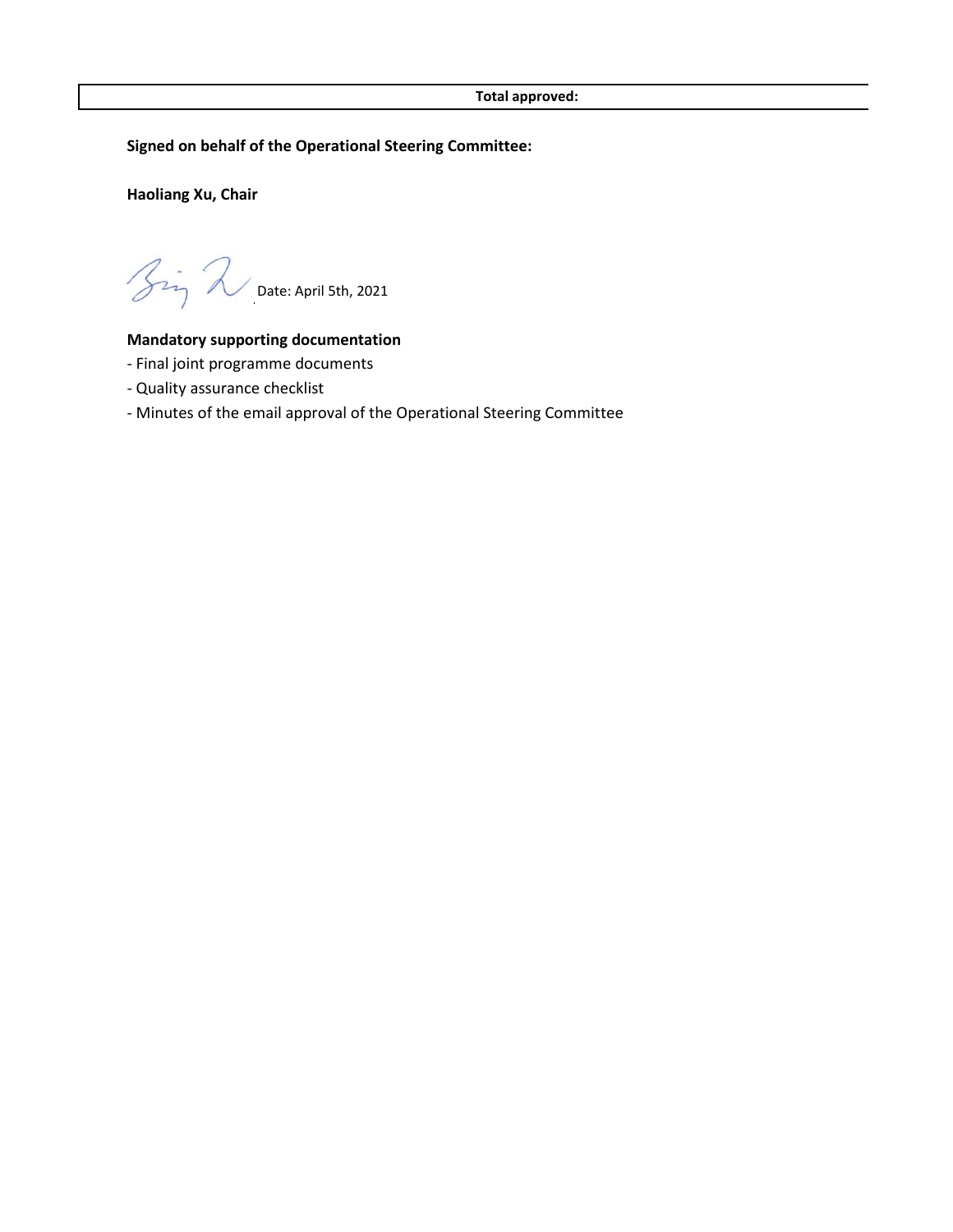| Total approved: |
|---|

**Signed on behalf of the Operational Steering Committee:**

**Haoliang Xu, Chair**

Date: April 5th, 2021

**Mandatory supporting documentation**

- Final joint programme documents
- Quality assurance checklist
- Minutes of the email approval of the Operational Steering Committee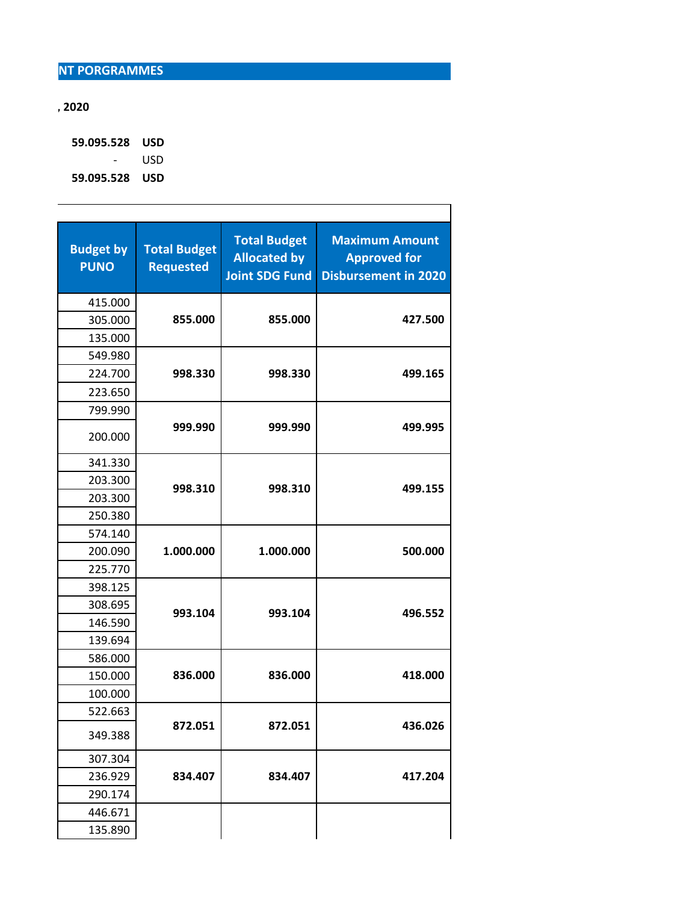## NT PORGRAMMES

**, 2020**

| | |
|---|---|
| **59.095.528** | **USD** |
| - | USD |
| **59.095.528** | **USD** |

| Budget by PUNO | Total Budget Requested | Total Budget Allocated by Joint SDG Fund | Maximum Amount Approved for Disbursement in 2020 |
|---|---|---|---|
| 415.000 | **855.000** | **855.000** | **427.500** |
| 305.000 | | | |
| 135.000 | | | |
| 549.980 | **998.330** | **998.330** | **499.165** |
| 224.700 | | | |
| 223.650 | | | |
| 799.990 | **999.990** | **999.990** | **499.995** |
| 200.000 | | | |
| 341.330 | **998.310** | **998.310** | **499.155** |
| 203.300 | | | |
| 203.300 | | | |
| 250.380 | | | |
| 574.140 | **1.000.000** | **1.000.000** | **500.000** |
| 200.090 | | | |
| 225.770 | | | |
| 398.125 | **993.104** | **993.104** | **496.552** |
| 308.695 | | | |
| 146.590 | | | |
| 139.694 | | | |
| 586.000 | **836.000** | **836.000** | **418.000** |
| 150.000 | | | |
| 100.000 | | | |
| 522.663 | **872.051** | **872.051** | **436.026** |
| 349.388 | | | |
| 307.304 | **834.407** | **834.407** | **417.204** |
| 236.929 | | | |
| 290.174 | | | |
| 446.671 | | | |
| 135.890 | | | |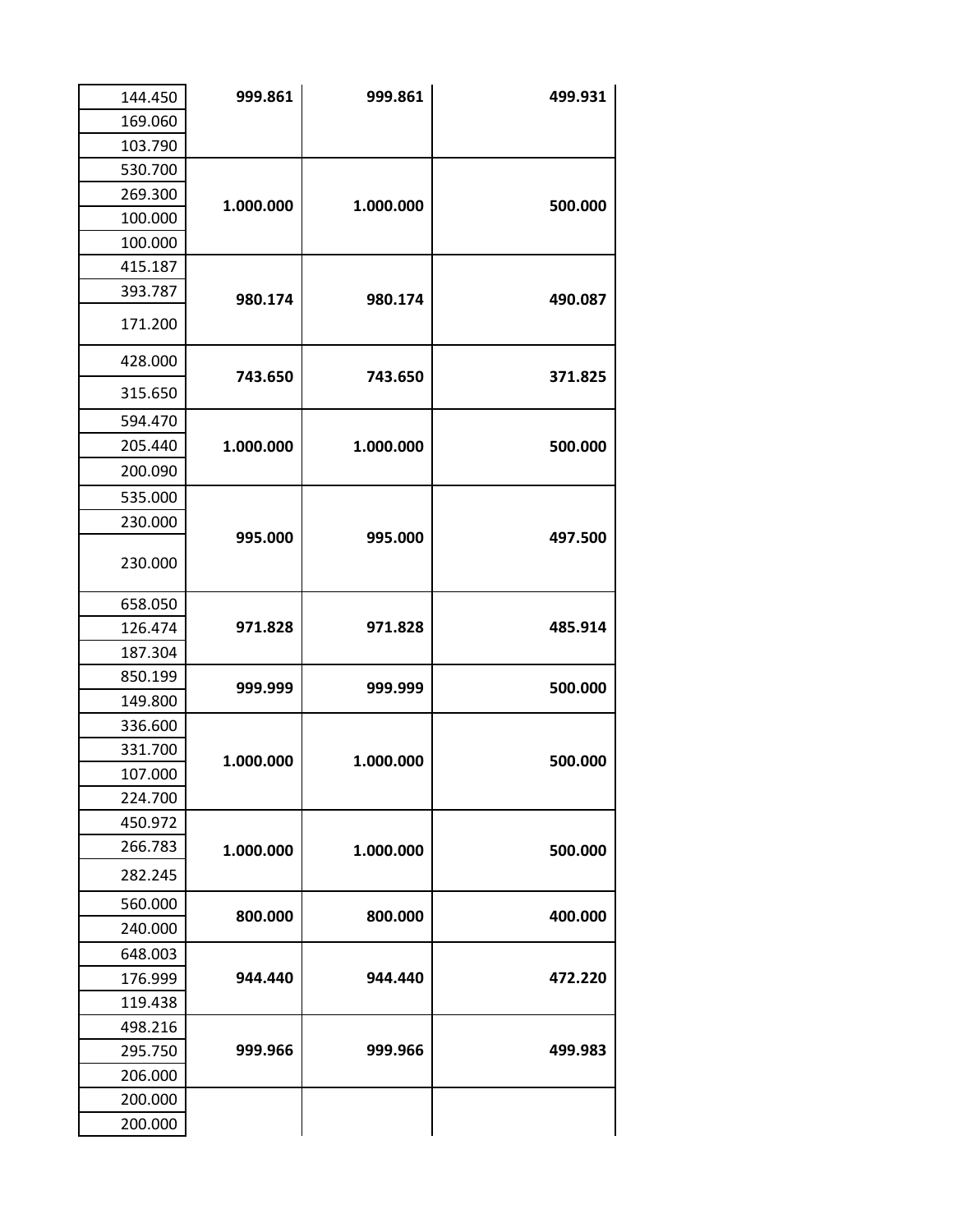| | | | |
|---|---|---|---|
| 144.450 | **999.861** | **999.861** | **499.931** |
| 169.060 | | | |
| 103.790 | | | |
| 530.700 | **1.000.000** | **1.000.000** | **500.000** |
| 269.300 | | | |
| 100.000 | | | |
| 100.000 | | | |
| 415.187 | **980.174** | **980.174** | **490.087** |
| 393.787 | | | |
| 171.200 | | | |
| 428.000 | **743.650** | **743.650** | **371.825** |
| 315.650 | | | |
| 594.470 | **1.000.000** | **1.000.000** | **500.000** |
| 205.440 | | | |
| 200.090 | | | |
| 535.000 | **995.000** | **995.000** | **497.500** |
| 230.000 | | | |
| 230.000 | | | |
| 658.050 | **971.828** | **971.828** | **485.914** |
| 126.474 | | | |
| 187.304 | | | |
| 850.199 | **999.999** | **999.999** | **500.000** |
| 149.800 | | | |
| 336.600 | **1.000.000** | **1.000.000** | **500.000** |
| 331.700 | | | |
| 107.000 | | | |
| 224.700 | | | |
| 450.972 | **1.000.000** | **1.000.000** | **500.000** |
| 266.783 | | | |
| 282.245 | | | |
| 560.000 | **800.000** | **800.000** | **400.000** |
| 240.000 | | | |
| 648.003 | **944.440** | **944.440** | **472.220** |
| 176.999 | | | |
| 119.438 | | | |
| 498.216 | **999.966** | **999.966** | **499.983** |
| 295.750 | | | |
| 206.000 | | | |
| 200.000 | | | |
| 200.000 | | | |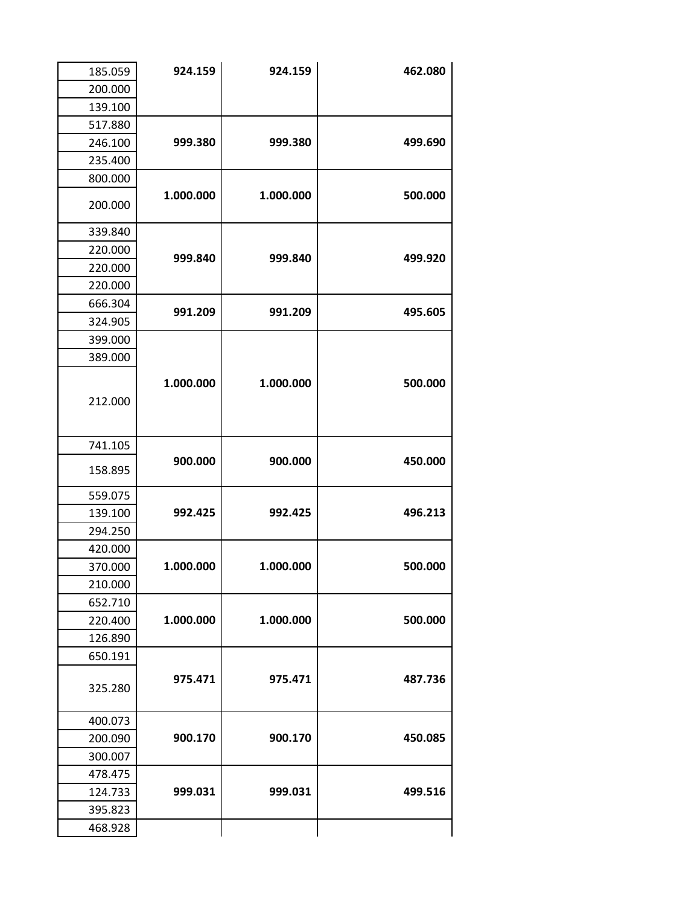| | | | |
|---|---|---|---|
| 185.059 | **924.159** | **924.159** | **462.080** |
| 200.000 | | | |
| 139.100 | | | |
| 517.880 | **999.380** | **999.380** | **499.690** |
| 246.100 | | | |
| 235.400 | | | |
| 800.000 | **1.000.000** | **1.000.000** | **500.000** |
| 200.000 | | | |
| 339.840 | **999.840** | **999.840** | **499.920** |
| 220.000 | | | |
| 220.000 | | | |
| 220.000 | | | |
| 666.304 | **991.209** | **991.209** | **495.605** |
| 324.905 | | | |
| 399.000 | **1.000.000** | **1.000.000** | **500.000** |
| 389.000 | | | |
| 212.000 | | | |
| 741.105 | **900.000** | **900.000** | **450.000** |
| 158.895 | | | |
| 559.075 | **992.425** | **992.425** | **496.213** |
| 139.100 | | | |
| 294.250 | | | |
| 420.000 | **1.000.000** | **1.000.000** | **500.000** |
| 370.000 | | | |
| 210.000 | | | |
| 652.710 | **1.000.000** | **1.000.000** | **500.000** |
| 220.400 | | | |
| 126.890 | | | |
| 650.191 | **975.471** | **975.471** | **487.736** |
| 325.280 | | | |
| 400.073 | **900.170** | **900.170** | **450.085** |
| 200.090 | | | |
| 300.007 | | | |
| 478.475 | **999.031** | **999.031** | **499.516** |
| 124.733 | | | |
| 395.823 | | | |
| 468.928 | | | |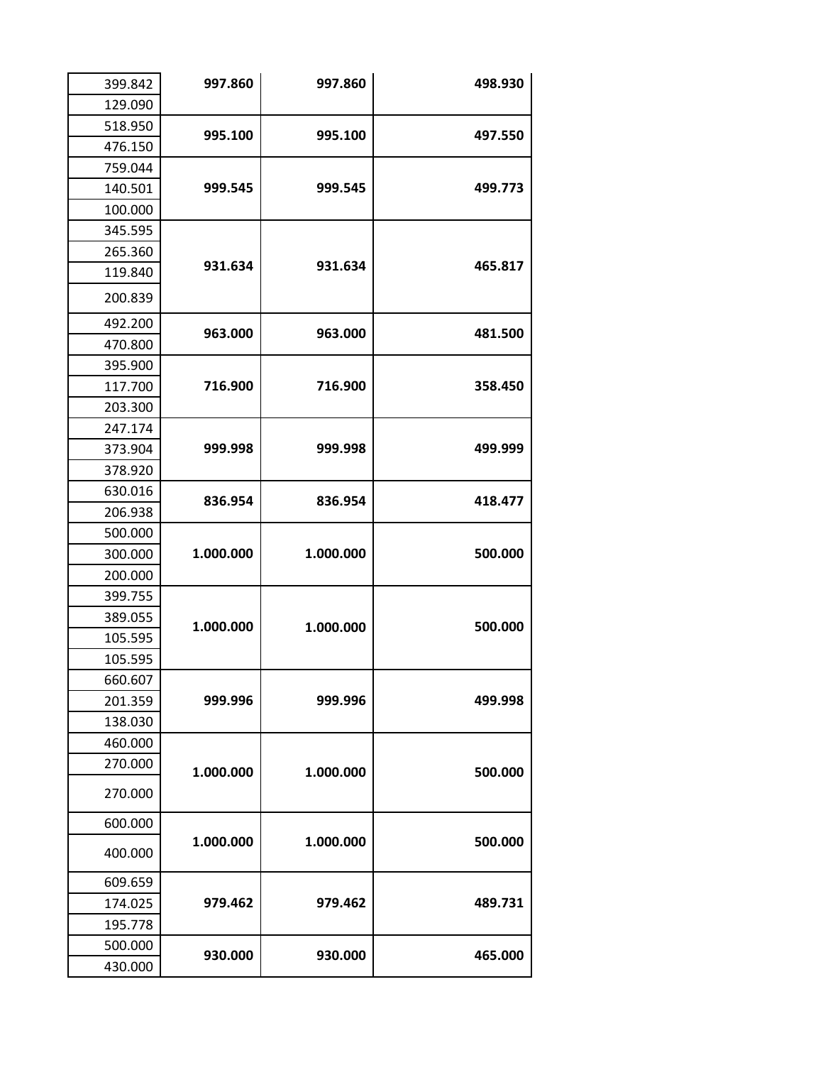| | | | |
|---|---|---|---|
| 399.842 | **997.860** | **997.860** | **498.930** |
| 129.090 | | | |
| 518.950 | **995.100** | **995.100** | **497.550** |
| 476.150 | | | |
| 759.044 | **999.545** | **999.545** | **499.773** |
| 140.501 | | | |
| 100.000 | | | |
| 345.595 | **931.634** | **931.634** | **465.817** |
| 265.360 | | | |
| 119.840 | | | |
| 200.839 | | | |
| 492.200 | **963.000** | **963.000** | **481.500** |
| 470.800 | | | |
| 395.900 | **716.900** | **716.900** | **358.450** |
| 117.700 | | | |
| 203.300 | | | |
| 247.174 | **999.998** | **999.998** | **499.999** |
| 373.904 | | | |
| 378.920 | | | |
| 630.016 | **836.954** | **836.954** | **418.477** |
| 206.938 | | | |
| 500.000 | **1.000.000** | **1.000.000** | **500.000** |
| 300.000 | | | |
| 200.000 | | | |
| 399.755 | **1.000.000** | **1.000.000** | **500.000** |
| 389.055 | | | |
| 105.595 | | | |
| 105.595 | | | |
| 660.607 | **999.996** | **999.996** | **499.998** |
| 201.359 | | | |
| 138.030 | | | |
| 460.000 | **1.000.000** | **1.000.000** | **500.000** |
| 270.000 | | | |
| 270.000 | | | |
| 600.000 | **1.000.000** | **1.000.000** | **500.000** |
| 400.000 | | | |
| 609.659 | **979.462** | **979.462** | **489.731** |
| 174.025 | | | |
| 195.778 | | | |
| 500.000 | **930.000** | **930.000** | **465.000** |
| 430.000 | | | |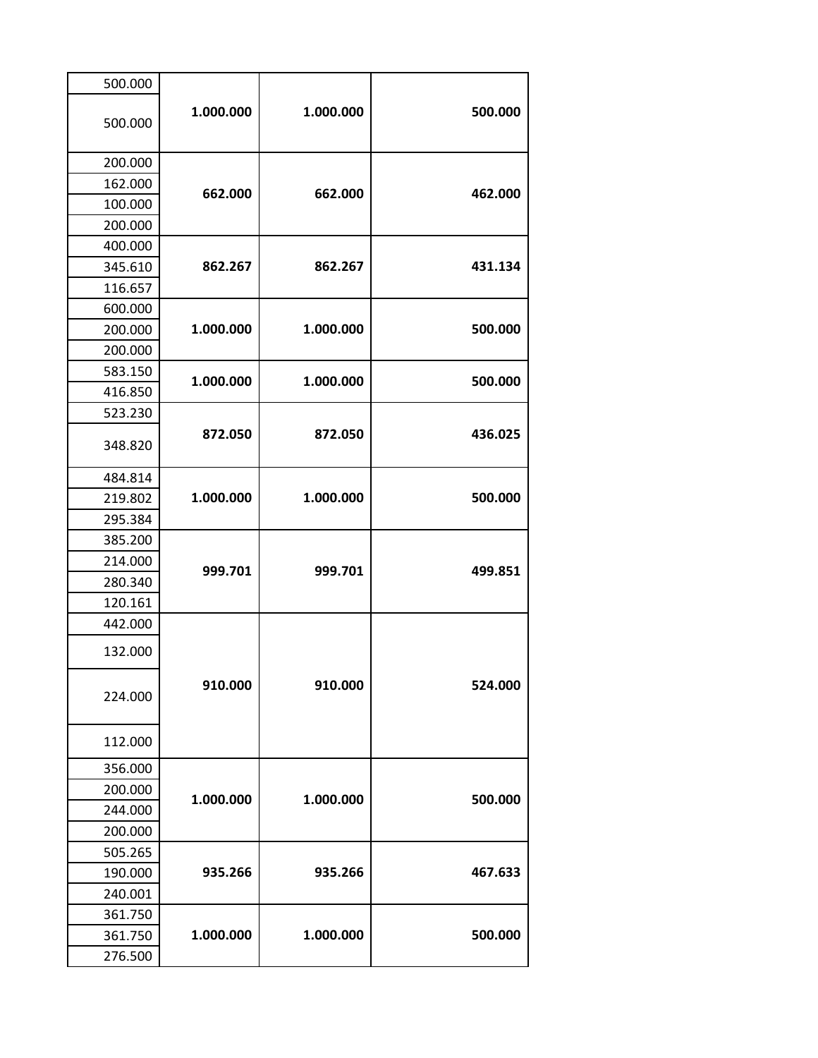|  |  |  |  |
|---|---|---|---|
| 500.000 | **1.000.000** | **1.000.000** | **500.000** |
| 500.000 | | | |
| 200.000 | **662.000** | **662.000** | **462.000** |
| 162.000 | | | |
| 100.000 | | | |
| 200.000 | | | |
| 400.000 | **862.267** | **862.267** | **431.134** |
| 345.610 | | | |
| 116.657 | | | |
| 600.000 | **1.000.000** | **1.000.000** | **500.000** |
| 200.000 | | | |
| 200.000 | | | |
| 583.150 | **1.000.000** | **1.000.000** | **500.000** |
| 416.850 | | | |
| 523.230 | **872.050** | **872.050** | **436.025** |
| 348.820 | | | |
| 484.814 | **1.000.000** | **1.000.000** | **500.000** |
| 219.802 | | | |
| 295.384 | | | |
| 385.200 | **999.701** | **999.701** | **499.851** |
| 214.000 | | | |
| 280.340 | | | |
| 120.161 | | | |
| 442.000 | **910.000** | **910.000** | **524.000** |
| 132.000 | | | |
| 224.000 | | | |
| 112.000 | | | |
| 356.000 | **1.000.000** | **1.000.000** | **500.000** |
| 200.000 | | | |
| 244.000 | | | |
| 200.000 | | | |
| 505.265 | **935.266** | **935.266** | **467.633** |
| 190.000 | | | |
| 240.001 | | | |
| 361.750 | **1.000.000** | **1.000.000** | **500.000** |
| 361.750 | | | |
| 276.500 | | | |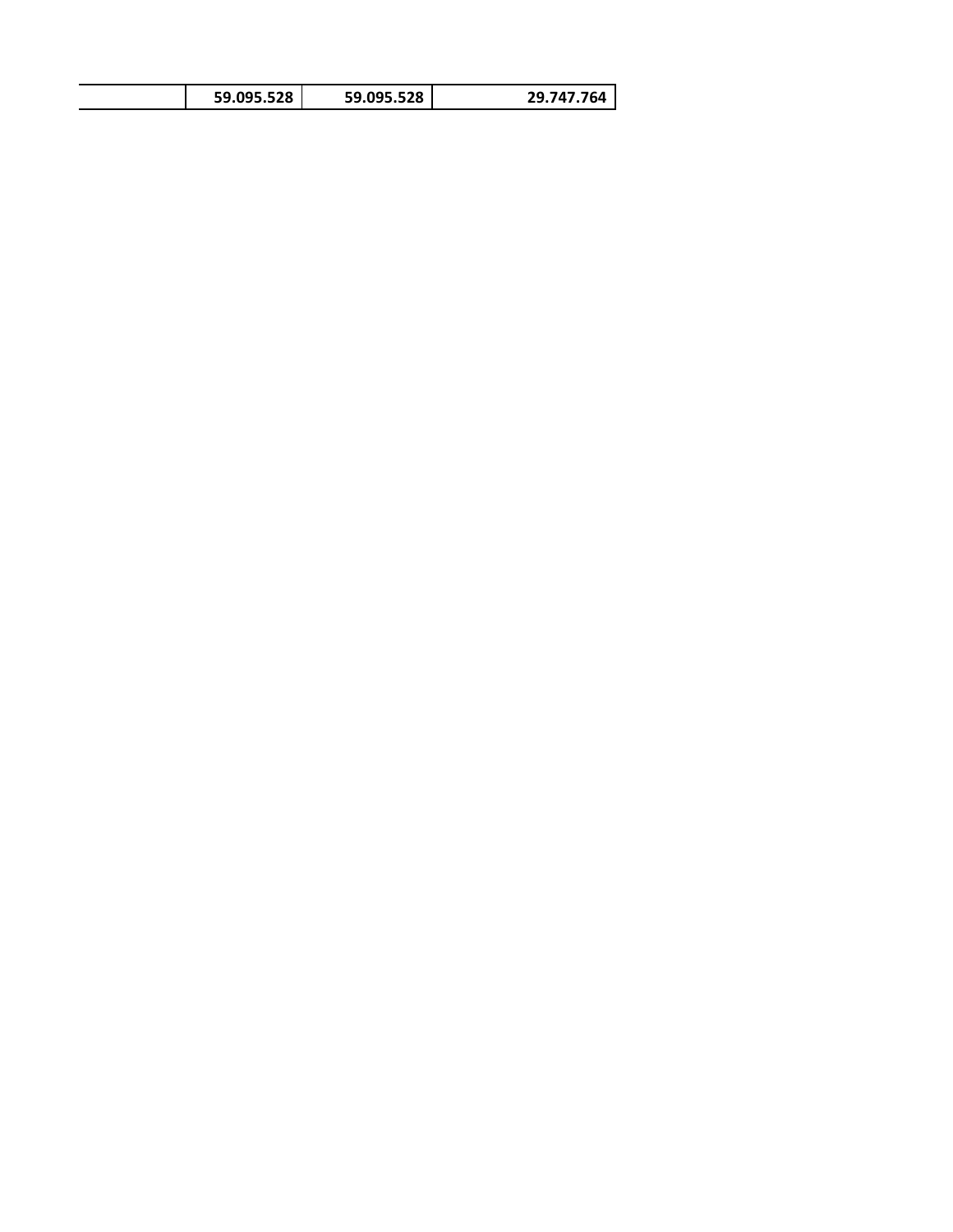| | | | |
|---|---|---|---|
| | **59.095.528** | **59.095.528** | **29.747.764** |